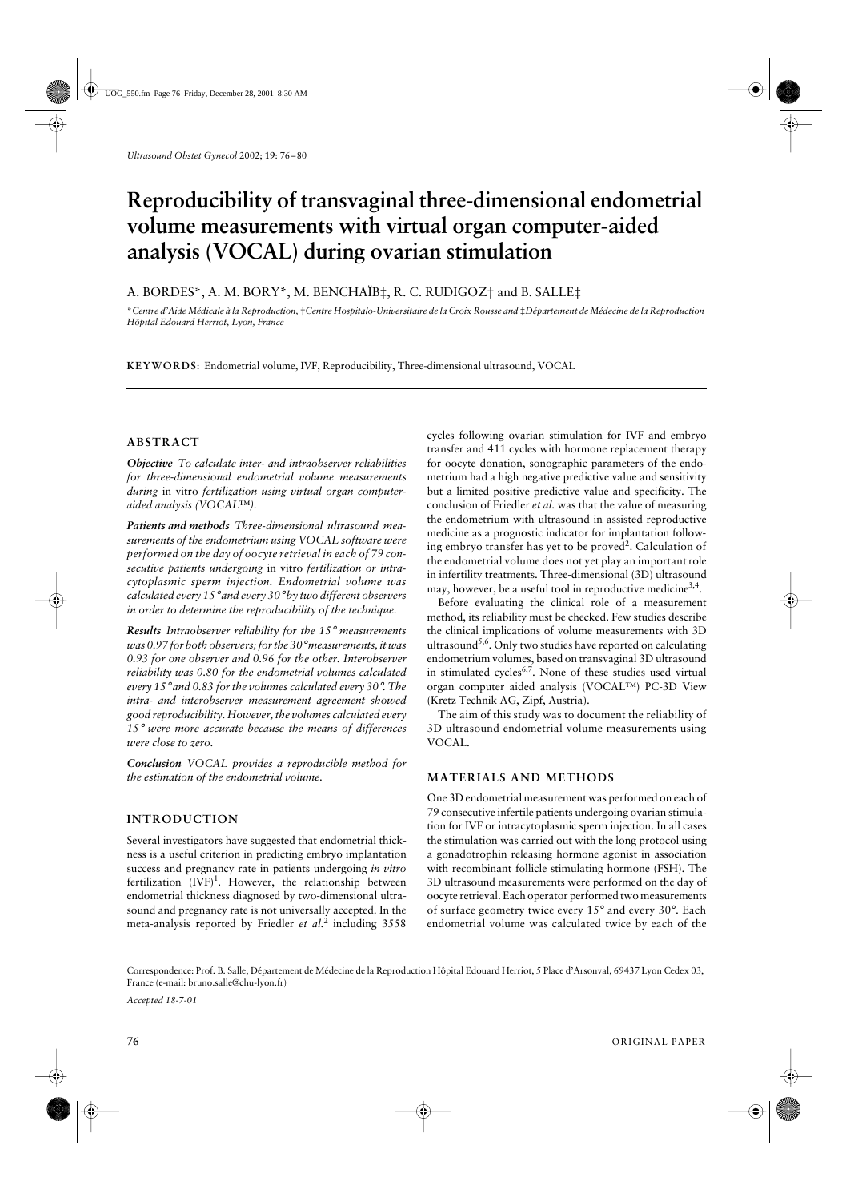# Reproducibility of transvaginal three-dimensional endometrial volume measurements with virtual organ computer-aided analysis (VOCAL) during ovarian stimulation

A. BORDES*, A. M. BORY*, M. BENCHAÏB‡, R. C. RUDIGOZ† and B. SALLE‡

*Centre d'Aide Médicale à la Reproduction, †Centre Hospitalo-Universitaire de la Croix Rousse and ‡Département de Médecine de la Reproduction Hôpital Edouard Herriot, Lyon, France

**KEYWORDS**: Endometrial volume, IVF, Reproducibility, Three-dimensional ultrasound, VOCAL

## ABSTRACT

***Objective*** *To calculate inter- and intraobserver reliabilities for three-dimensional endometrial volume measurements during* in vitro *fertilization using virtual organ computer-aided analysis (VOCAL™).*

***Patients and methods*** *Three-dimensional ultrasound measurements of the endometrium using VOCAL software were performed on the day of oocyte retrieval in each of 79 consecutive patients undergoing* in vitro *fertilization or intracytoplasmic sperm injection. Endometrial volume was calculated every 15° and every 30° by two different observers in order to determine the reproducibility of the technique.*

***Results*** *Intraobserver reliability for the 15° measurements was 0.97 for both observers; for the 30° measurements, it was 0.93 for one observer and 0.96 for the other. Interobserver reliability was 0.80 for the endometrial volumes calculated every 15° and 0.83 for the volumes calculated every 30°. The intra- and interobserver measurement agreement showed good reproducibility. However, the volumes calculated every 15° were more accurate because the means of differences were close to zero.*

***Conclusion*** *VOCAL provides a reproducible method for the estimation of the endometrial volume.*

## INTRODUCTION

Several investigators have suggested that endometrial thickness is a useful criterion in predicting embryo implantation success and pregnancy rate in patients undergoing *in vitro* fertilization (IVF)[1]. However, the relationship between endometrial thickness diagnosed by two-dimensional ultrasound and pregnancy rate is not universally accepted. In the meta-analysis reported by Friedler *et al.*[2] including 3558 cycles following ovarian stimulation for IVF and embryo transfer and 411 cycles with hormone replacement therapy for oocyte donation, sonographic parameters of the endometrium had a high negative predictive value and sensitivity but a limited positive predictive value and specificity. The conclusion of Friedler *et al.* was that the value of measuring the endometrium with ultrasound in assisted reproductive medicine as a prognostic indicator for implantation following embryo transfer has yet to be proved[2]. Calculation of the endometrial volume does not yet play an important role in infertility treatments. Three-dimensional (3D) ultrasound may, however, be a useful tool in reproductive medicine[3,4].

Before evaluating the clinical role of a measurement method, its reliability must be checked. Few studies describe the clinical implications of volume measurements with 3D ultrasound[5,6]. Only two studies have reported on calculating endometrium volumes, based on transvaginal 3D ultrasound in stimulated cycles[6,7]. None of these studies used virtual organ computer aided analysis (VOCAL™) PC-3D View (Kretz Technik AG, Zipf, Austria).

The aim of this study was to document the reliability of 3D ultrasound endometrial volume measurements using VOCAL.

## MATERIALS AND METHODS

One 3D endometrial measurement was performed on each of 79 consecutive infertile patients undergoing ovarian stimulation for IVF or intracytoplasmic sperm injection. In all cases the stimulation was carried out with the long protocol using a gonadotrophin releasing hormone agonist in association with recombinant follicle stimulating hormone (FSH). The 3D ultrasound measurements were performed on the day of oocyte retrieval. Each operator performed two measurements of surface geometry twice every 15° and every 30°. Each endometrial volume was calculated twice by each of the

Correspondence: Prof. B. Salle, Département de Médecine de la Reproduction Hôpital Edouard Herriot, 5 Place d'Arsonval, 69437 Lyon Cedex 03, France (e-mail: bruno.salle@chu-lyon.fr)

*Accepted 18-7-01*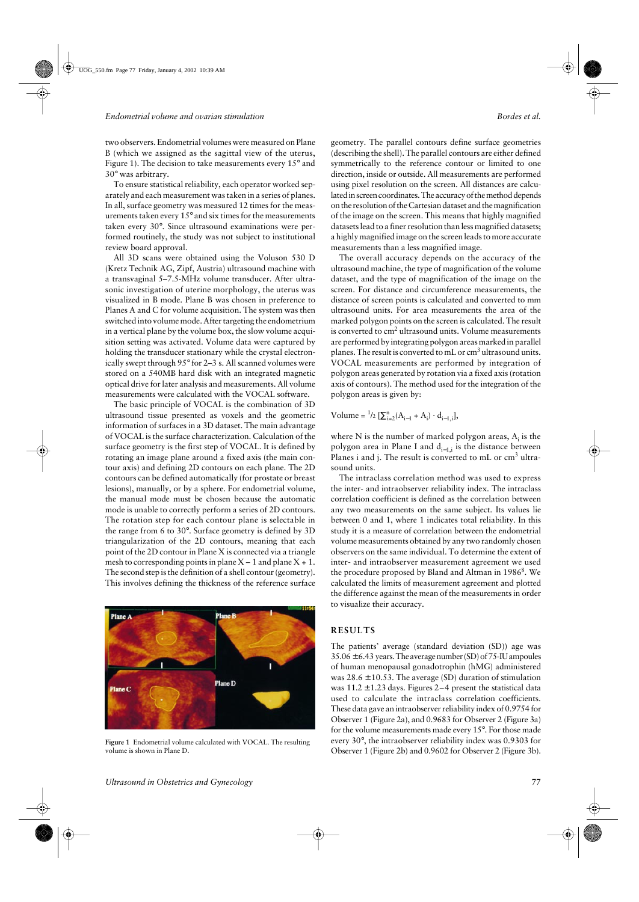two observers. Endometrial volumes were measured on Plane B (which we assigned as the sagittal view of the uterus, Figure 1). The decision to take measurements every 15° and 30° was arbitrary.

To ensure statistical reliability, each operator worked separately and each measurement was taken in a series of planes. In all, surface geometry was measured 12 times for the measurements taken every 15° and six times for the measurements taken every 30°. Since ultrasound examinations were performed routinely, the study was not subject to institutional review board approval.

All 3D scans were obtained using the Voluson 530 D (Kretz Technik AG, Zipf, Austria) ultrasound machine with a transvaginal 5–7.5-MHz volume transducer. After ultrasonic investigation of uterine morphology, the uterus was visualized in B mode. Plane B was chosen in preference to Planes A and C for volume acquisition. The system was then switched into volume mode. After targeting the endometrium in a vertical plane by the volume box, the slow volume acquisition setting was activated. Volume data were captured by holding the transducer stationary while the crystal electronically swept through 95° for 2–3 s. All scanned volumes were stored on a 540MB hard disk with an integrated magnetic optical drive for later analysis and measurements. All volume measurements were calculated with the VOCAL software.

The basic principle of VOCAL is the combination of 3D ultrasound tissue presented as voxels and the geometric information of surfaces in a 3D dataset. The main advantage of VOCAL is the surface characterization. Calculation of the surface geometry is the first step of VOCAL. It is defined by rotating an image plane around a fixed axis (the main contour axis) and defining 2D contours on each plane. The 2D contours can be defined automatically (for prostate or breast lesions), manually, or by a sphere. For endometrial volume, the manual mode must be chosen because the automatic mode is unable to correctly perform a series of 2D contours. The rotation step for each contour plane is selectable in the range from 6 to 30°. Surface geometry is defined by 3D triangularization of the 2D contours, meaning that each point of the 2D contour in Plane X is connected via a triangle mesh to corresponding points in plane X − 1 and plane X + 1. The second step is the definition of a shell contour (geometry). This involves defining the thickness of the reference surface geometry. The parallel contours define surface geometries (describing the shell). The parallel contours are either defined symmetrically to the reference contour or limited to one direction, inside or outside. All measurements are performed using pixel resolution on the screen. All distances are calculated in screen coordinates. The accuracy of the method depends on the resolution of the Cartesian dataset and the magnification of the image on the screen. This means that highly magnified datasets lead to a finer resolution than less magnified datasets; a highly magnified image on the screen leads to more accurate measurements than a less magnified image.

Figure 1 Endometrial volume calculated with VOCAL. The resulting volume is shown in Plane D.

The overall accuracy depends on the accuracy of the ultrasound machine, the type of magnification of the volume dataset, and the type of magnification of the image on the screen. For distance and circumference measurements, the distance of screen points is calculated and converted to mm ultrasound units. For area measurements the area of the marked polygon points on the screen is calculated. The result is converted to $cm^2$ ultrasound units. Volume measurements are performed by integrating polygon areas marked in parallel planes. The result is converted to mL or $cm^3$ ultrasound units. VOCAL measurements are performed by integration of polygon areas generated by rotation via a fixed axis (rotation axis of contours). The method used for the integration of the polygon areas is given by:

$$\text{Volume} = \tfrac{1}{2}\left[\textstyle\sum_{i=2}^{n}(A_{i-1} + A_i)\cdot d_{i-1,i}\right],$$

where N is the number of marked polygon areas, $A_i$ is the polygon area in Plane I and $d_{i-1,i}$ is the distance between Planes i and j. The result is converted to mL or $cm^3$ ultrasound units.

The intraclass correlation method was used to express the inter- and intraobserver reliability index. The intraclass correlation coefficient is defined as the correlation between any two measurements on the same subject. Its values lie between 0 and 1, where 1 indicates total reliability. In this study it is a measure of correlation between the endometrial volume measurements obtained by any two randomly chosen observers on the same individual. To determine the extent of inter- and intraobserver measurement agreement we used the procedure proposed by Bland and Altman in 1986[8]. We calculated the limits of measurement agreement and plotted the difference against the mean of the measurements in order to visualize their accuracy.

## RESULTS

The patients' average (standard deviation (SD)) age was 35.06 ± 6.43 years. The average number (SD) of 75-IU ampoules of human menopausal gonadotrophin (hMG) administered was 28.6 ± 10.53. The average (SD) duration of stimulation was 11.2 ± 1.23 days. Figures 2–4 present the statistical data used to calculate the intraclass correlation coefficients. These data gave an intraobserver reliability index of 0.9754 for Observer 1 (Figure 2a), and 0.9683 for Observer 2 (Figure 3a) for the volume measurements made every 15°. For those made every 30°, the intraobserver reliability index was 0.9303 for Observer 1 (Figure 2b) and 0.9602 for Observer 2 (Figure 3b).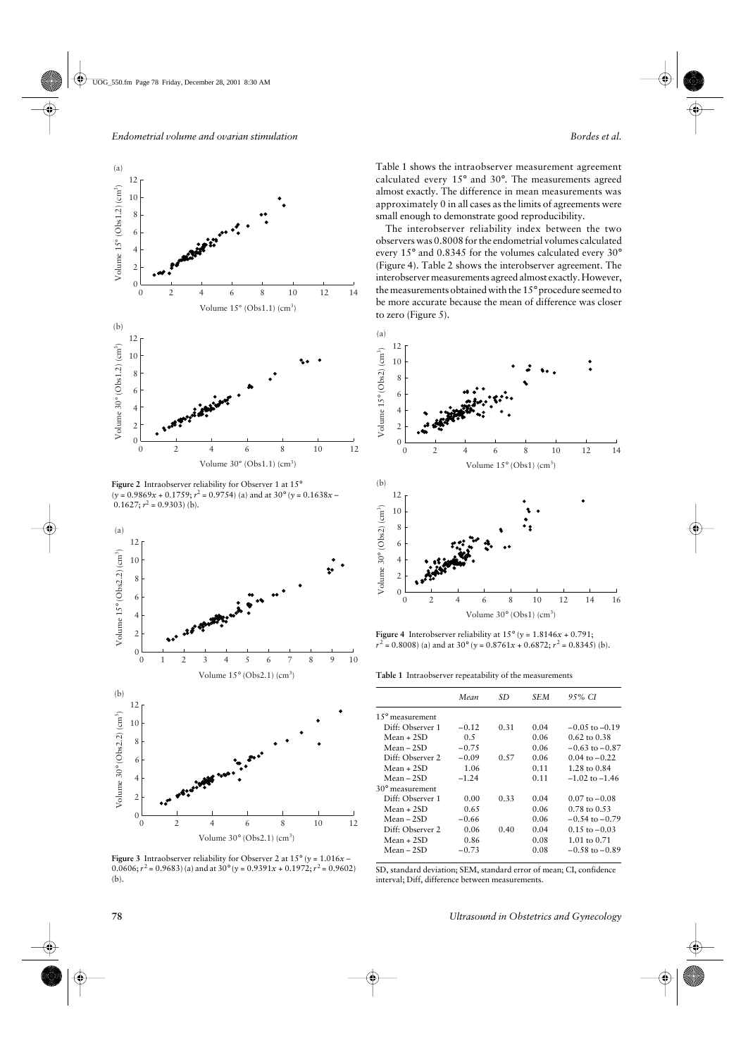Table 1 shows the intraobserver measurement agreement calculated every 15° and 30°. The measurements agreed almost exactly. The difference in mean measurements was approximately 0 in all cases as the limits of agreements were small enough to demonstrate good reproducibility.

The interobserver reliability index between the two observers was 0.8008 for the endometrial volumes calculated every 15° and 0.8345 for the volumes calculated every 30° (Figure 4). Table 2 shows the interobserver agreement. The interobserver measurements agreed almost exactly. However, the measurements obtained with the 15° procedure seemed to be more accurate because the mean of difference was closer to zero (Figure 5).

**Figure 2** Intraobserver reliability for Observer 1 at 15° ($y = 0.9869x + 0.1759$; $r^2 = 0.9754$) (a) and at 30° ($y = 0.1638x - 0.1627$; $r^2 = 0.9303$) (b).

**Figure 3** Intraobserver reliability for Observer 2 at 15° ($y = 1.016x - 0.0606$; $r^2 = 0.9683$) (a) and at 30° ($y = 0.9391x + 0.1972$; $r^2 = 0.9602$) (b).

**Figure 4** Interobserver reliability at 15° ($y = 1.8146x + 0.791$; $r^2 = 0.8008$) (a) and at 30° ($y = 0.8761x + 0.6872$; $r^2 = 0.8345$) (b).

**Table 1** Intraobserver repeatability of the measurements

| | *Mean* | *SD* | *SEM* | *95% CI* |
|---|---|---|---|---|
| 15° measurement | | | | |
| Diff: Observer 1 | −0.12 | 0.31 | 0.04 | −0.05 to −0.19 |
| Mean + 2SD | 0.5 | | 0.06 | 0.62 to 0.38 |
| Mean − 2SD | −0.75 | | 0.06 | −0.63 to −0.87 |
| Diff: Observer 2 | −0.09 | 0.57 | 0.06 | 0.04 to −0.22 |
| Mean + 2SD | 1.06 | | 0.11 | 1.28 to 0.84 |
| Mean − 2SD | −1.24 | | 0.11 | −1.02 to −1.46 |
| 30° measurement | | | | |
| Diff: Observer 1 | 0.00 | 0.33 | 0.04 | 0.07 to −0.08 |
| Mean + 2SD | 0.65 | | 0.06 | 0.78 to 0.53 |
| Mean − 2SD | −0.66 | | 0.06 | −0.54 to −0.79 |
| Diff: Observer 2 | 0.06 | 0.40 | 0.04 | 0.15 to −0.03 |
| Mean + 2SD | 0.86 | | 0.08 | 1.01 to 0.71 |
| Mean − 2SD | −0.73 | | 0.08 | −0.58 to −0.89 |

SD, standard deviation; SEM, standard error of mean; CI, confidence interval; Diff, difference between measurements.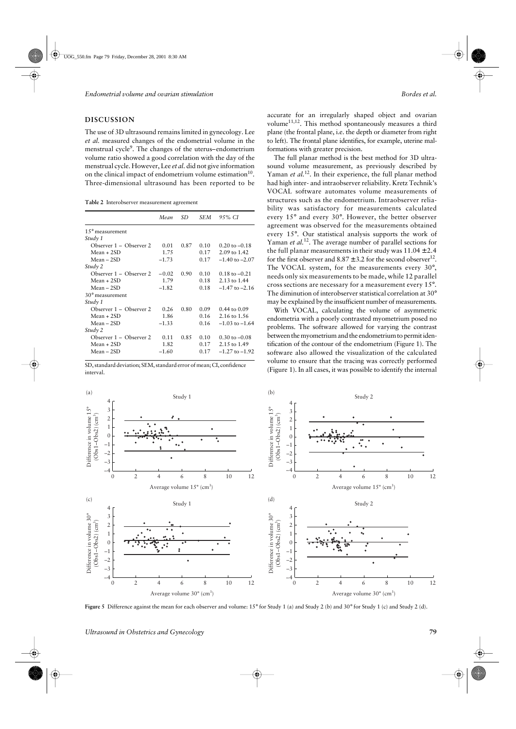## DISCUSSION

The use of 3D ultrasound remains limited in gynecology. Lee *et al.* measured changes of the endometrial volume in the menstrual cycle[9]. The changes of the uterus–endometrium volume ratio showed a good correlation with the day of the menstrual cycle. However, Lee *et al.* did not give information on the clinical impact of endometrium volume estimation[10]. Three-dimensional ultrasound has been reported to be accurate for an irregularly shaped object and ovarian volume[11,12]. This method spontaneously measures a third plane (the frontal plane, i.e. the depth or diameter from right to left). The frontal plane identifies, for example, uterine malformations with greater precision.

**Table 2** Interobserver measurement agreement

| | Mean | SD | SEM | 95% CI |
|---|---|---|---|---|
| 15° measurement | | | | |
| *Study 1* | | | | |
| Observer 1 – Observer 2 | 0.01 | 0.87 | 0.10 | 0.20 to –0.18 |
| Mean + 2SD | 1.75 | | 0.17 | 2.09 to 1.42 |
| Mean – 2SD | –1.73 | | 0.17 | –1.40 to –2.07 |
| *Study 2* | | | | |
| Observer 1 – Observer 2 | –0.02 | 0.90 | 0.10 | 0.18 to –0.21 |
| Mean + 2SD | 1.79 | | 0.18 | 2.13 to 1.44 |
| Mean – 2SD | –1.82 | | 0.18 | –1.47 to –2.16 |
| 30° measurement | | | | |
| *Study 1* | | | | |
| Observer 1 – Observer 2 | 0.26 | 0.80 | 0.09 | 0.44 to 0.09 |
| Mean + 2SD | 1.86 | | 0.16 | 2.16 to 1.56 |
| Mean – 2SD | –1.33 | | 0.16 | –1.03 to –1.64 |
| *Study 2* | | | | |
| Observer 1 – Observer 2 | 0.11 | 0.85 | 0.10 | 0.30 to –0.08 |
| Mean + 2SD | 1.82 | | 0.17 | 2.15 to 1.49 |
| Mean – 2SD | –1.60 | | 0.17 | –1.27 to –1.92 |

SD, standard deviation; SEM, standard error of mean; CI, confidence interval.

The full planar method is the best method for 3D ultrasound volume measurement, as previously described by Yaman *et al.*[12]. In their experience, the full planar method had high inter- and intraobserver reliability. Kretz Technik's VOCAL software automates volume measurements of structures such as the endometrium. Intraobserver reliability was satisfactory for measurements calculated every 15° and every 30°. However, the better observer agreement was observed for the measurements obtained every 15°. Our statistical analysis supports the work of Yaman *et al.*[12]. The average number of parallel sections for the full planar measurements in their study was $11.04 \pm 2.4$ for the first observer and $8.87 \pm 3.2$ for the second observer[12]. The VOCAL system, for the measurements every 30°, needs only six measurements to be made, while 12 parallel cross sections are necessary for a measurement every 15°. The diminution of interobserver statistical correlation at 30° may be explained by the insufficient number of measurements.

With VOCAL, calculating the volume of asymmetric endometria with a poorly contrasted myometrium posed no problems. The software allowed for varying the contrast between the myometrium and the endometrium to permit identification of the contour of the endometrium (Figure 1). The software also allowed the visualization of the calculated volume to ensure that the tracing was correctly performed (Figure 1). In all cases, it was possible to identify the internal

**Figure 5** Difference against the mean for each observer and volume: 15° for Study 1 (a) and Study 2 (b) and 30° for Study 1 (c) and Study 2 (d).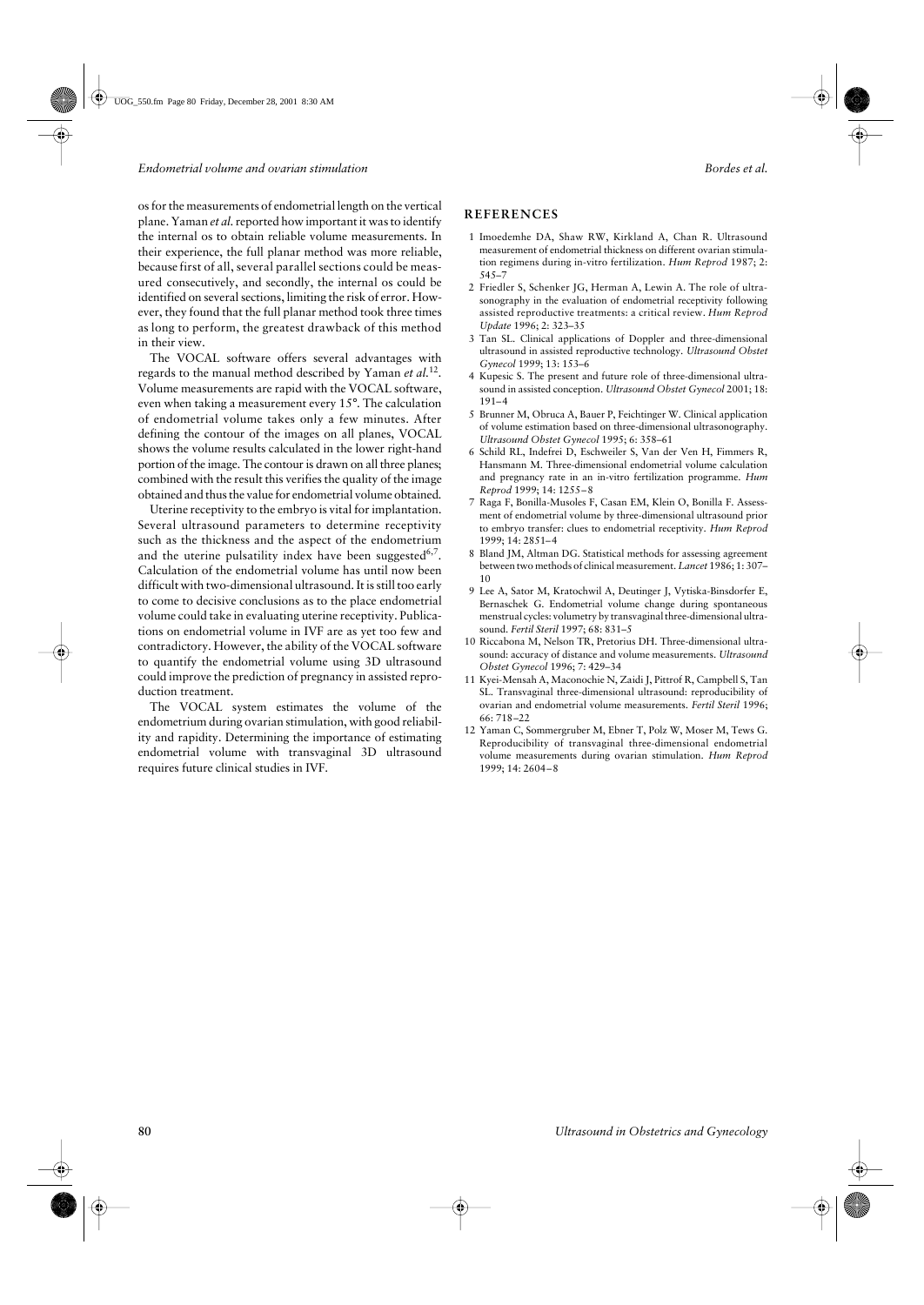os for the measurements of endometrial length on the vertical plane. Yaman *et al.* reported how important it was to identify the internal os to obtain reliable volume measurements. In their experience, the full planar method was more reliable, because first of all, several parallel sections could be measured consecutively, and secondly, the internal os could be identified on several sections, limiting the risk of error. However, they found that the full planar method took three times as long to perform, the greatest drawback of this method in their view.

The VOCAL software offers several advantages with regards to the manual method described by Yaman *et al.*[12]. Volume measurements are rapid with the VOCAL software, even when taking a measurement every 15°. The calculation of endometrial volume takes only a few minutes. After defining the contour of the images on all planes, VOCAL shows the volume results calculated in the lower right-hand portion of the image. The contour is drawn on all three planes; combined with the result this verifies the quality of the image obtained and thus the value for endometrial volume obtained.

Uterine receptivity to the embryo is vital for implantation. Several ultrasound parameters to determine receptivity such as the thickness and the aspect of the endometrium and the uterine pulsatility index have been suggested[6,7]. Calculation of the endometrial volume has until now been difficult with two-dimensional ultrasound. It is still too early to come to decisive conclusions as to the place endometrial volume could take in evaluating uterine receptivity. Publications on endometrial volume in IVF are as yet too few and contradictory. However, the ability of the VOCAL software to quantify the endometrial volume using 3D ultrasound could improve the prediction of pregnancy in assisted reproduction treatment.

The VOCAL system estimates the volume of the endometrium during ovarian stimulation, with good reliability and rapidity. Determining the importance of estimating endometrial volume with transvaginal 3D ultrasound requires future clinical studies in IVF.

## REFERENCES

1 Imoedemhe DA, Shaw RW, Kirkland A, Chan R. Ultrasound measurement of endometrial thickness on different ovarian stimulation regimens during in-vitro fertilization. *Hum Reprod* 1987; 2: 545–7

2 Friedler S, Schenker JG, Herman A, Lewin A. The role of ultrasonography in the evaluation of endometrial receptivity following assisted reproductive treatments: a critical review. *Hum Reprod Update* 1996; 2: 323–35

3 Tan SL. Clinical applications of Doppler and three-dimensional ultrasound in assisted reproductive technology. *Ultrasound Obstet Gynecol* 1999; 13: 153–6

4 Kupesic S. The present and future role of three-dimensional ultrasound in assisted conception. *Ultrasound Obstet Gynecol* 2001; 18: 191–4

5 Brunner M, Obruca A, Bauer P, Feichtinger W. Clinical application of volume estimation based on three-dimensional ultrasonography. *Ultrasound Obstet Gynecol* 1995; 6: 358–61

6 Schild RL, Indefrei D, Eschweiler S, Van der Ven H, Fimmers R, Hansmann M. Three-dimensional endometrial volume calculation and pregnancy rate in an in-vitro fertilization programme. *Hum Reprod* 1999; 14: 1255–8

7 Raga F, Bonilla-Musoles F, Casan EM, Klein O, Bonilla F. Assessment of endometrial volume by three-dimensional ultrasound prior to embryo transfer: clues to endometrial receptivity. *Hum Reprod* 1999; 14: 2851–4

8 Bland JM, Altman DG. Statistical methods for assessing agreement between two methods of clinical measurement. *Lancet* 1986; 1: 307–10

9 Lee A, Sator M, Kratochwil A, Deutinger J, Vytiska-Binsdorfer E, Bernaschek G. Endometrial volume change during spontaneous menstrual cycles: volumetry by transvaginal three-dimensional ultrasound. *Fertil Steril* 1997; 68: 831–5

10 Riccabona M, Nelson TR, Pretorius DH. Three-dimensional ultrasound: accuracy of distance and volume measurements. *Ultrasound Obstet Gynecol* 1996; 7: 429–34

11 Kyei-Mensah A, Maconochie N, Zaidi J, Pittrof R, Campbell S, Tan SL. Transvaginal three-dimensional ultrasound: reproducibility of ovarian and endometrial volume measurements. *Fertil Steril* 1996; 66: 718–22

12 Yaman C, Sommergruber M, Ebner T, Polz W, Moser M, Tews G. Reproducibility of transvaginal three-dimensional endometrial volume measurements during ovarian stimulation. *Hum Reprod* 1999; 14: 2604–8